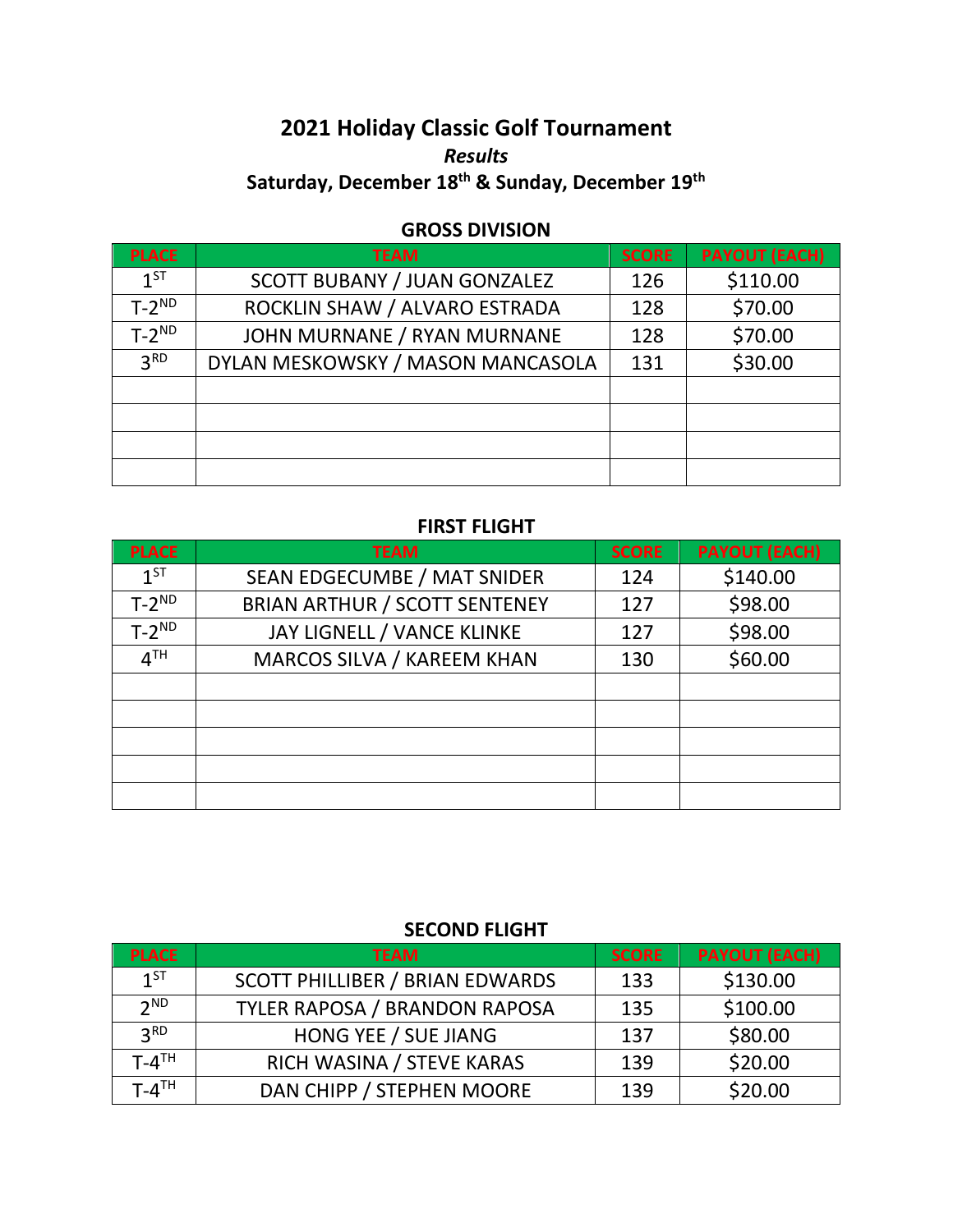# 2021 Holiday Classic Golf Tournament

***Results***

**Saturday, December 18th & Sunday, December 19th**

## GROSS DIVISION

| PLACE | TEAM | SCORE | PAYOUT (EACH) |
|---|---|---|---|
| 1ST | SCOTT BUBANY / JUAN GONZALEZ | 126 | $110.00 |
| T-2ND | ROCKLIN SHAW / ALVARO ESTRADA | 128 | $70.00 |
| T-2ND | JOHN MURNANE / RYAN MURNANE | 128 | $70.00 |
| 3RD | DYLAN MESKOWSKY / MASON MANCASOLA | 131 | $30.00 |
| | | | |
| | | | |
| | | | |
| | | | |

## FIRST FLIGHT

| PLACE | TEAM | SCORE | PAYOUT (EACH) |
|---|---|---|---|
| 1ST | SEAN EDGECUMBE / MAT SNIDER | 124 | $140.00 |
| T-2ND | BRIAN ARTHUR / SCOTT SENTENEY | 127 | $98.00 |
| T-2ND | JAY LIGNELL / VANCE KLINKE | 127 | $98.00 |
| 4TH | MARCOS SILVA / KAREEM KHAN | 130 | $60.00 |
| | | | |
| | | | |
| | | | |
| | | | |
| | | | |

## SECOND FLIGHT

| PLACE | TEAM | SCORE | PAYOUT (EACH) |
|---|---|---|---|
| 1ST | SCOTT PHILLIBER / BRIAN EDWARDS | 133 | $130.00 |
| 2ND | TYLER RAPOSA / BRANDON RAPOSA | 135 | $100.00 |
| 3RD | HONG YEE / SUE JIANG | 137 | $80.00 |
| T-4TH | RICH WASINA / STEVE KARAS | 139 | $20.00 |
| T-4TH | DAN CHIPP / STEPHEN MOORE | 139 | $20.00 |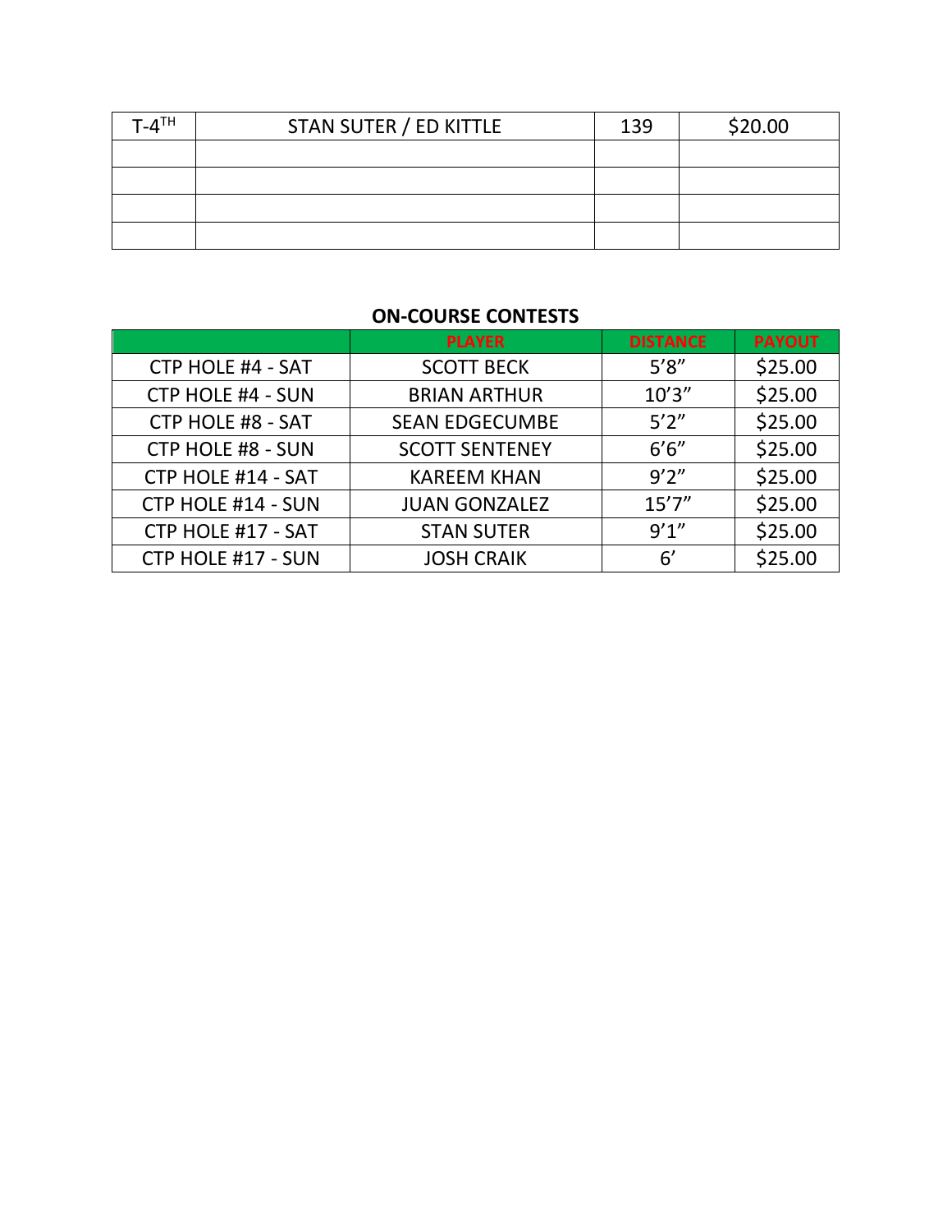| | | | |
|---|---|---|---|
| T-4TH | STAN SUTER / ED KITTLE | 139 | $20.00 |
| | | | |
| | | | |
| | | | |
| | | | |

**ON-COURSE CONTESTS**

| | PLAYER | DISTANCE | PAYOUT |
|---|---|---|---|
| CTP HOLE #4 - SAT | SCOTT BECK | 5’8” | $25.00 |
| CTP HOLE #4 - SUN | BRIAN ARTHUR | 10’3” | $25.00 |
| CTP HOLE #8 - SAT | SEAN EDGECUMBE | 5’2” | $25.00 |
| CTP HOLE #8 - SUN | SCOTT SENTENEY | 6’6” | $25.00 |
| CTP HOLE #14 - SAT | KAREEM KHAN | 9’2” | $25.00 |
| CTP HOLE #14 - SUN | JUAN GONZALEZ | 15’7” | $25.00 |
| CTP HOLE #17 - SAT | STAN SUTER | 9’1” | $25.00 |
| CTP HOLE #17 - SUN | JOSH CRAIK | 6’ | $25.00 |